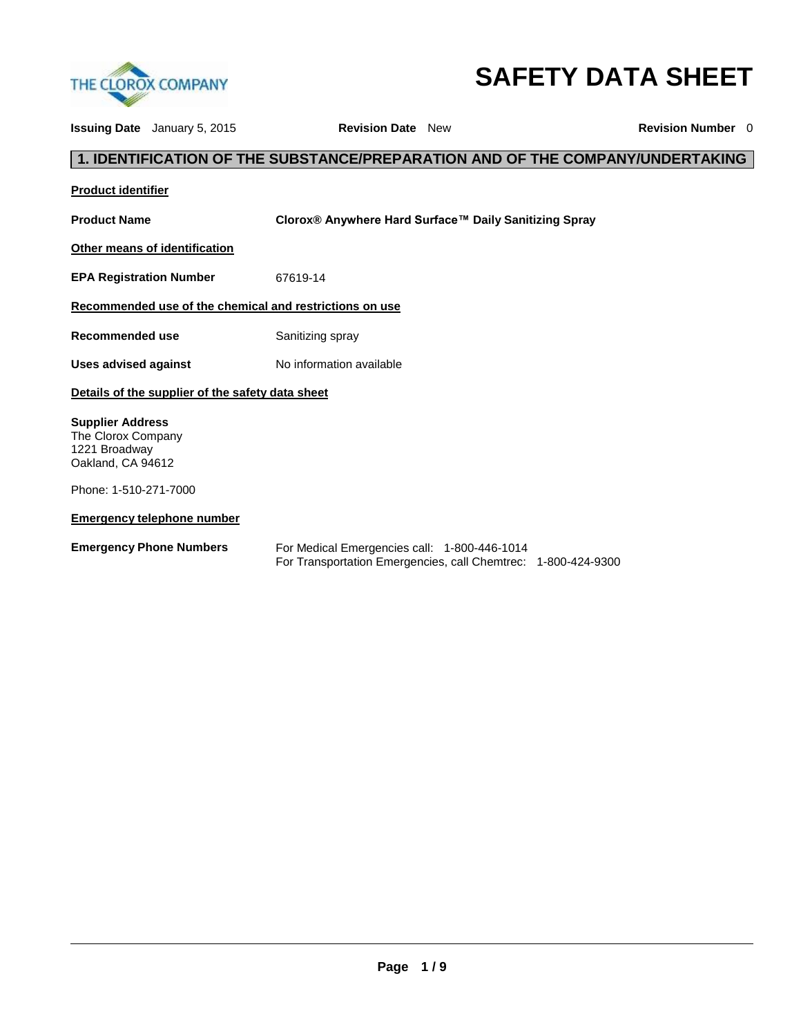# SAFETY DATA SHEET

**Issuing Date** January 5, 2015 **Revision Date** New **Revision Number** 0

## 1. IDENTIFICATION OF THE SUBSTANCE/PREPARATION AND OF THE COMPANY/UNDERTAKING

**Product identifier**

**Product Name** **Clorox® Anywhere Hard Surface™ Daily Sanitizing Spray**

**Other means of identification**

**EPA Registration Number** 67619-14

**Recommended use of the chemical and restrictions on use**

**Recommended use** Sanitizing spray

**Uses advised against** No information available

**Details of the supplier of the safety data sheet**

**Supplier Address**
The Clorox Company
1221 Broadway
Oakland, CA 94612

Phone: 1-510-271-7000

**Emergency telephone number**

**Emergency Phone Numbers**
For Medical Emergencies call: 1-800-446-1014
For Transportation Emergencies, call Chemtrec: 1-800-424-9300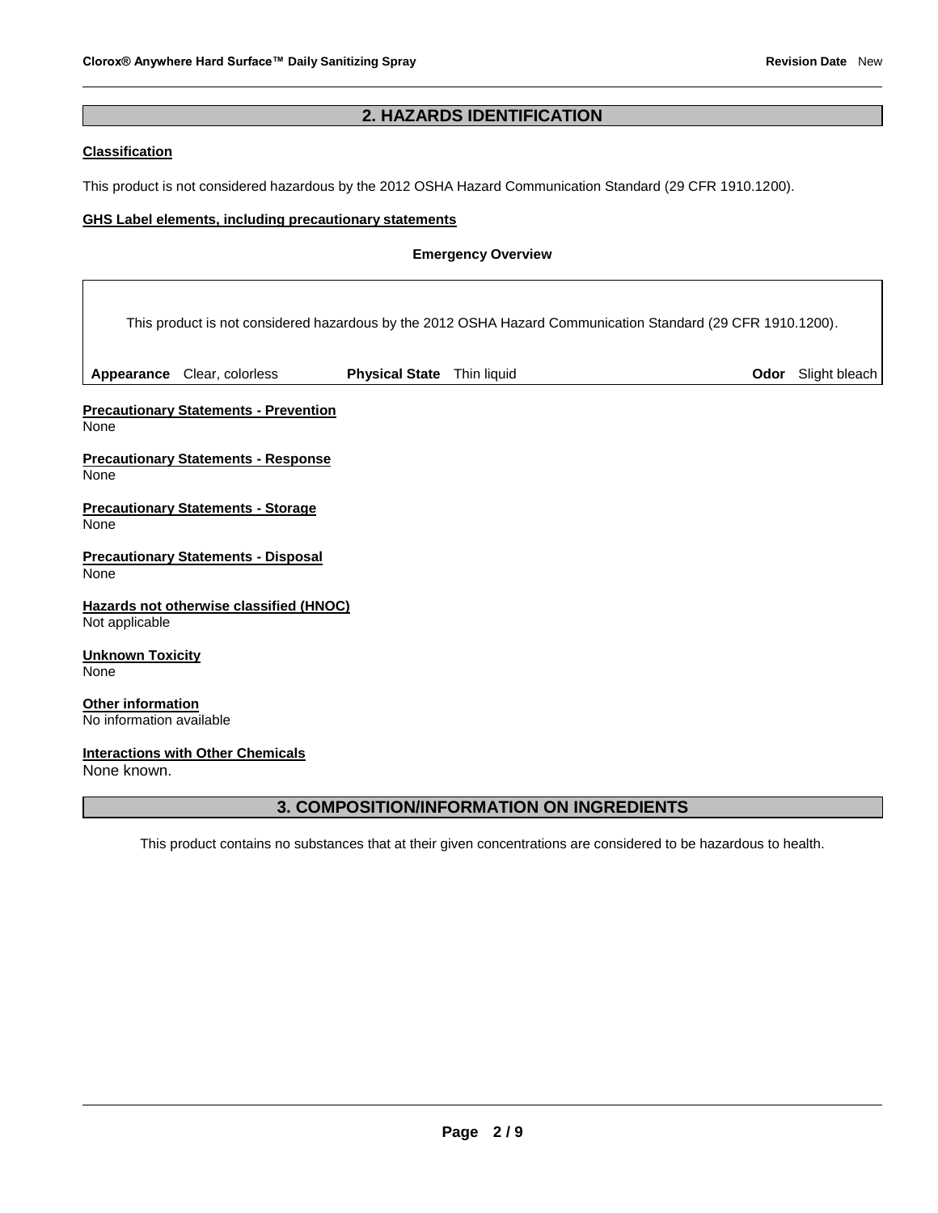## 2. HAZARDS IDENTIFICATION

**Classification**

This product is not considered hazardous by the 2012 OSHA Hazard Communication Standard (29 CFR 1910.1200).

**GHS Label elements, including precautionary statements**

**Emergency Overview**

This product is not considered hazardous by the 2012 OSHA Hazard Communication Standard (29 CFR 1910.1200).

| | | | | | |
|---|---|---|---|---|---|
| **Appearance** | Clear, colorless | **Physical State** | Thin liquid | **Odor** | Slight bleach |

**Precautionary Statements - Prevention**
None

**Precautionary Statements - Response**
None

**Precautionary Statements - Storage**
None

**Precautionary Statements - Disposal**
None

**Hazards not otherwise classified (HNOC)**
Not applicable

**Unknown Toxicity**
None

**Other information**
No information available

**Interactions with Other Chemicals**
None known.

## 3. COMPOSITION/INFORMATION ON INGREDIENTS

This product contains no substances that at their given concentrations are considered to be hazardous to health.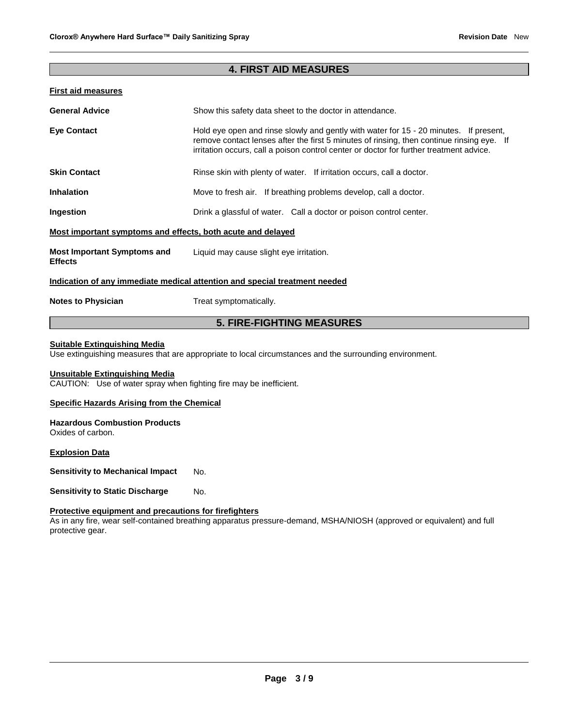## 4. FIRST AID MEASURES

**First aid measures**

| | |
|---|---|
| **General Advice** | Show this safety data sheet to the doctor in attendance. |
| **Eye Contact** | Hold eye open and rinse slowly and gently with water for 15 - 20 minutes. If present, remove contact lenses after the first 5 minutes of rinsing, then continue rinsing eye. If irritation occurs, call a poison control center or doctor for further treatment advice. |
| **Skin Contact** | Rinse skin with plenty of water. If irritation occurs, call a doctor. |
| **Inhalation** | Move to fresh air. If breathing problems develop, call a doctor. |
| **Ingestion** | Drink a glassful of water. Call a doctor or poison control center. |

**Most important symptoms and effects, both acute and delayed**

| | |
|---|---|
| **Most Important Symptoms and Effects** | Liquid may cause slight eye irritation. |

**Indication of any immediate medical attention and special treatment needed**

| | |
|---|---|
| **Notes to Physician** | Treat symptomatically. |

## 5. FIRE-FIGHTING MEASURES

**Suitable Extinguishing Media**

Use extinguishing measures that are appropriate to local circumstances and the surrounding environment.

**Unsuitable Extinguishing Media**

CAUTION: Use of water spray when fighting fire may be inefficient.

**Specific Hazards Arising from the Chemical**

**Hazardous Combustion Products**

Oxides of carbon.

**Explosion Data**

| | |
|---|---|
| **Sensitivity to Mechanical Impact** | No. |
| **Sensitivity to Static Discharge** | No. |

**Protective equipment and precautions for firefighters**

As in any fire, wear self-contained breathing apparatus pressure-demand, MSHA/NIOSH (approved or equivalent) and full protective gear.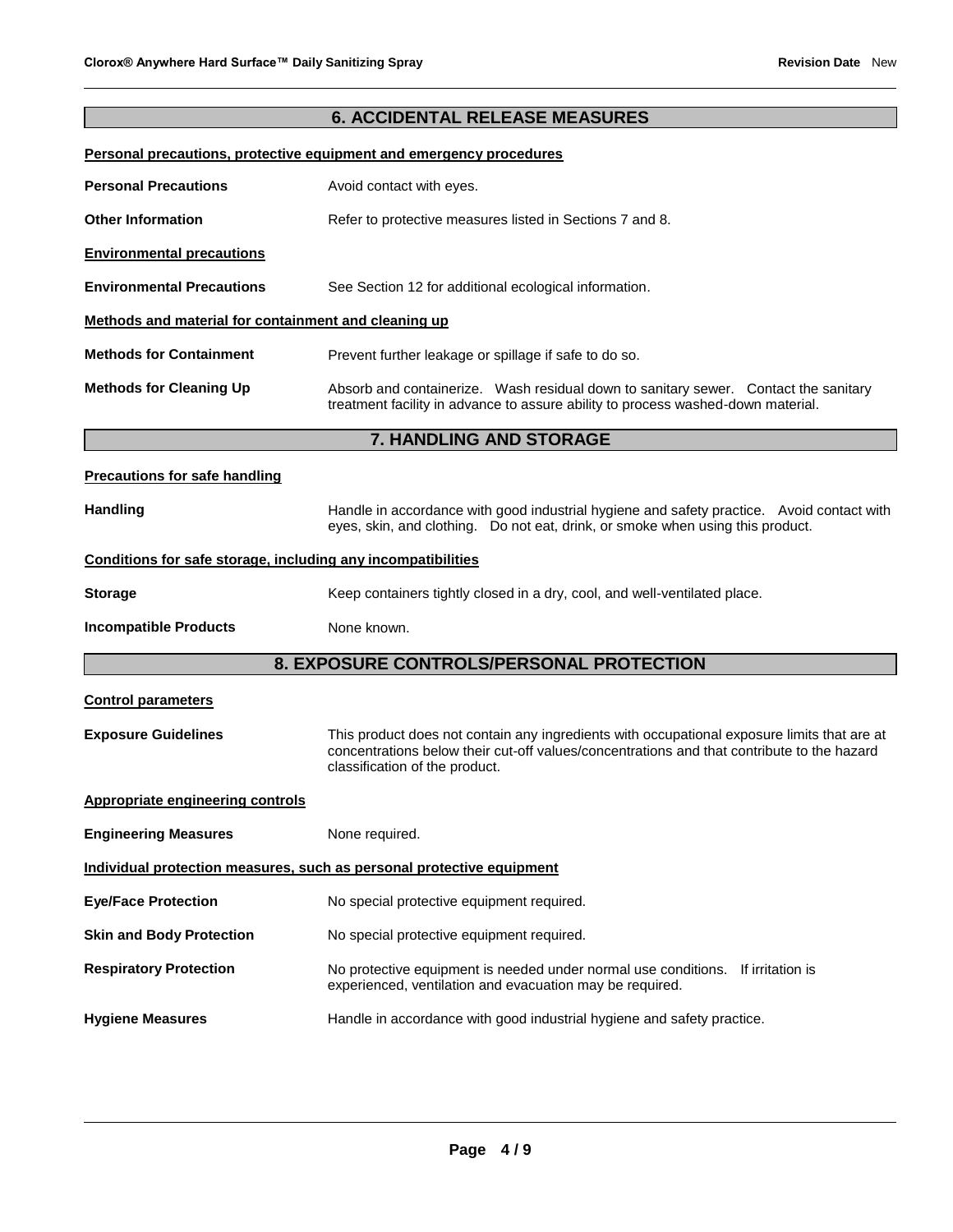## 6. ACCIDENTAL RELEASE MEASURES

### Personal precautions, protective equipment and emergency procedures

**Personal Precautions** Avoid contact with eyes.

**Other Information** Refer to protective measures listed in Sections 7 and 8.

### Environmental precautions

**Environmental Precautions** See Section 12 for additional ecological information.

### Methods and material for containment and cleaning up

**Methods for Containment** Prevent further leakage or spillage if safe to do so.

**Methods for Cleaning Up** Absorb and containerize. Wash residual down to sanitary sewer. Contact the sanitary treatment facility in advance to assure ability to process washed-down material.

## 7. HANDLING AND STORAGE

### Precautions for safe handling

**Handling** Handle in accordance with good industrial hygiene and safety practice. Avoid contact with eyes, skin, and clothing. Do not eat, drink, or smoke when using this product.

### Conditions for safe storage, including any incompatibilities

**Storage** Keep containers tightly closed in a dry, cool, and well-ventilated place.

**Incompatible Products** None known.

## 8. EXPOSURE CONTROLS/PERSONAL PROTECTION

### Control parameters

**Exposure Guidelines** This product does not contain any ingredients with occupational exposure limits that are at concentrations below their cut-off values/concentrations and that contribute to the hazard classification of the product.

### Appropriate engineering controls

**Engineering Measures** None required.

### Individual protection measures, such as personal protective equipment

**Eye/Face Protection** No special protective equipment required.

**Skin and Body Protection** No special protective equipment required.

**Respiratory Protection** No protective equipment is needed under normal use conditions. If irritation is experienced, ventilation and evacuation may be required.

**Hygiene Measures** Handle in accordance with good industrial hygiene and safety practice.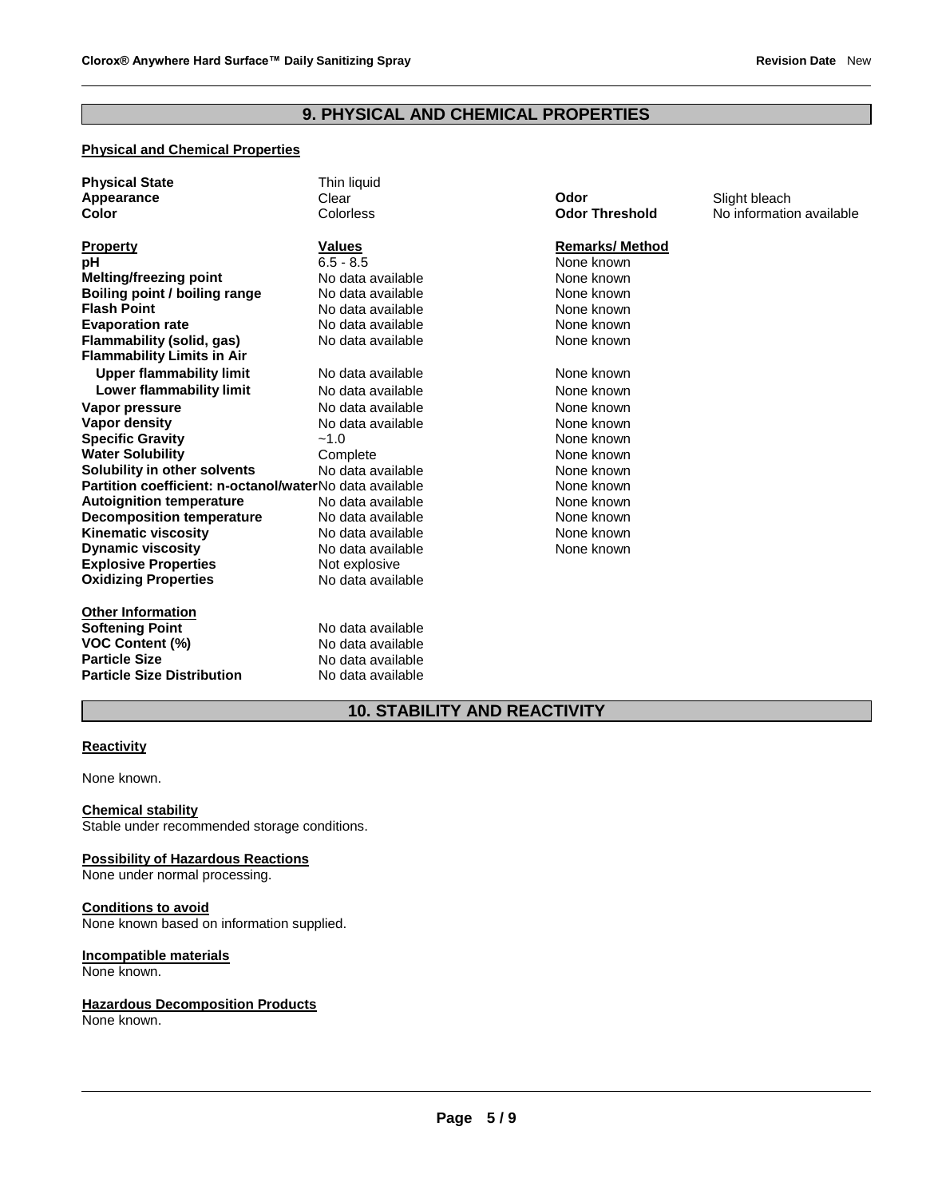## 9. PHYSICAL AND CHEMICAL PROPERTIES

**Physical and Chemical Properties**

| | | | |
|---|---|---|---|
| **Physical State** | Thin liquid | | |
| **Appearance** | Clear | **Odor** | Slight bleach |
| **Color** | Colorless | **Odor Threshold** | No information available |

| **Property** | **Values** | **Remarks/ Method** |
|---|---|---|
| **pH** | 6.5 - 8.5 | None known |
| **Melting/freezing point** | No data available | None known |
| **Boiling point / boiling range** | No data available | None known |
| **Flash Point** | No data available | None known |
| **Evaporation rate** | No data available | None known |
| **Flammability (solid, gas)** | No data available | None known |
| **Flammability Limits in Air** | | |
| **Upper flammability limit** | No data available | None known |
| **Lower flammability limit** | No data available | None known |
| **Vapor pressure** | No data available | None known |
| **Vapor density** | No data available | None known |
| **Specific Gravity** | ~1.0 | None known |
| **Water Solubility** | Complete | None known |
| **Solubility in other solvents** | No data available | None known |
| **Partition coefficient: n-octanol/water** | No data available | None known |
| **Autoignition temperature** | No data available | None known |
| **Decomposition temperature** | No data available | None known |
| **Kinematic viscosity** | No data available | None known |
| **Dynamic viscosity** | No data available | None known |
| **Explosive Properties** | Not explosive | |
| **Oxidizing Properties** | No data available | |

**Other Information**

| | |
|---|---|
| **Softening Point** | No data available |
| **VOC Content (%)** | No data available |
| **Particle Size** | No data available |
| **Particle Size Distribution** | No data available |

## 10. STABILITY AND REACTIVITY

**Reactivity**

None known.

**Chemical stability**

Stable under recommended storage conditions.

**Possibility of Hazardous Reactions**

None under normal processing.

**Conditions to avoid**

None known based on information supplied.

**Incompatible materials**

None known.

**Hazardous Decomposition Products**

None known.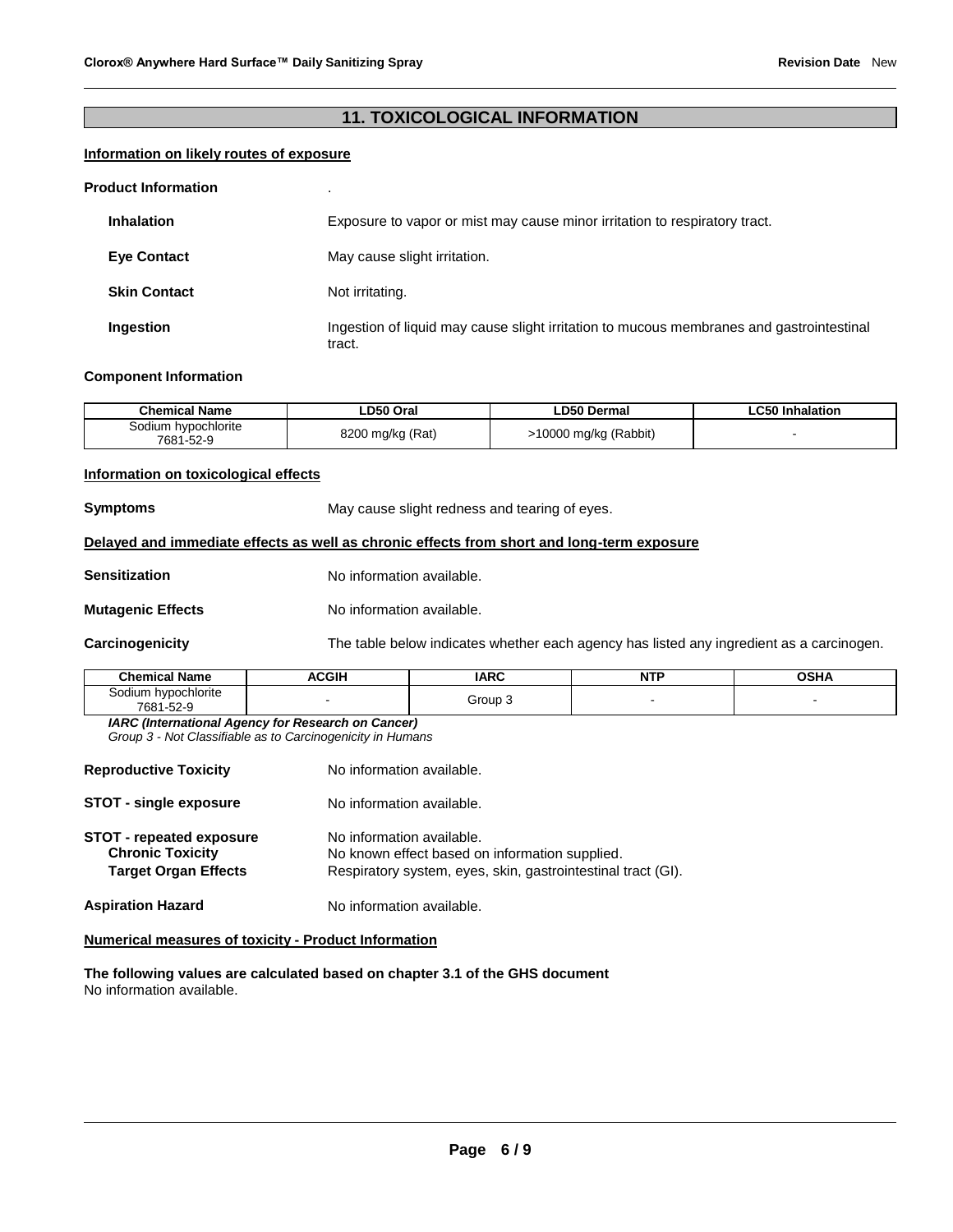## 11. TOXICOLOGICAL INFORMATION

**Information on likely routes of exposure**

**Product Information** .

**Inhalation** Exposure to vapor or mist may cause minor irritation to respiratory tract.

**Eye Contact** May cause slight irritation.

**Skin Contact** Not irritating.

**Ingestion** Ingestion of liquid may cause slight irritation to mucous membranes and gastrointestinal tract.

**Component Information**

| Chemical Name | LD50 Oral | LD50 Dermal | LC50 Inhalation |
|---|---|---|---|
| Sodium hypochlorite 7681-52-9 | 8200 mg/kg (Rat) | >10000 mg/kg (Rabbit) | - |

**Information on toxicological effects**

**Symptoms** May cause slight redness and tearing of eyes.

**Delayed and immediate effects as well as chronic effects from short and long-term exposure**

**Sensitization** No information available.

**Mutagenic Effects** No information available.

**Carcinogenicity** The table below indicates whether each agency has listed any ingredient as a carcinogen.

| Chemical Name | ACGIH | IARC | NTP | OSHA |
|---|---|---|---|---|
| Sodium hypochlorite 7681-52-9 | - | Group 3 | - | - |

***IARC (International Agency for Research on Cancer)***
*Group 3 - Not Classifiable as to Carcinogenicity in Humans*

**Reproductive Toxicity** No information available.

**STOT - single exposure** No information available.

**STOT - repeated exposure** No information available.
**Chronic Toxicity** No known effect based on information supplied.
**Target Organ Effects** Respiratory system, eyes, skin, gastrointestinal tract (GI).

**Aspiration Hazard** No information available.

**Numerical measures of toxicity - Product Information**

**The following values are calculated based on chapter 3.1 of the GHS document**
No information available.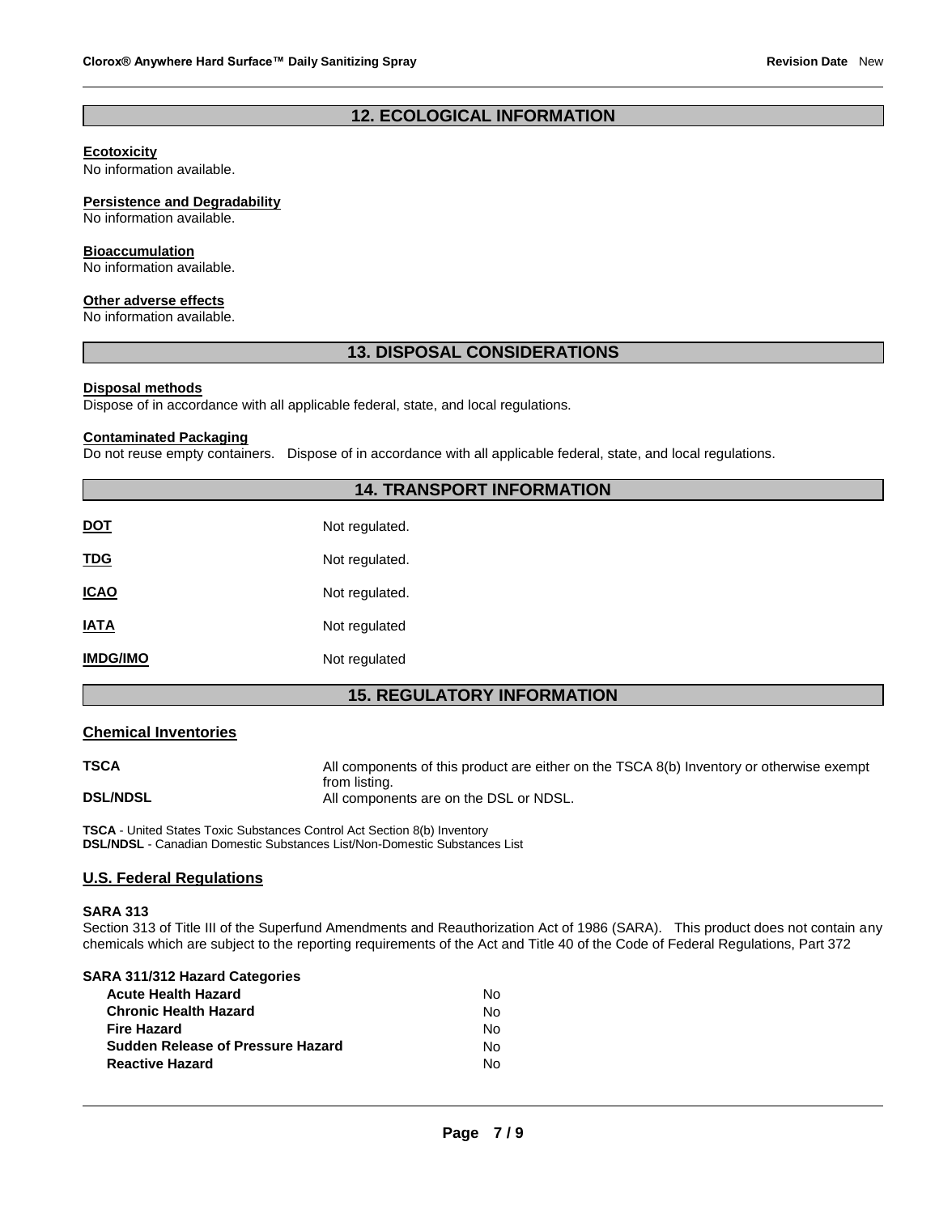## 12. ECOLOGICAL INFORMATION

**Ecotoxicity**
No information available.

**Persistence and Degradability**
No information available.

**Bioaccumulation**
No information available.

**Other adverse effects**
No information available.

## 13. DISPOSAL CONSIDERATIONS

**Disposal methods**
Dispose of in accordance with all applicable federal, state, and local regulations.

**Contaminated Packaging**
Do not reuse empty containers. Dispose of in accordance with all applicable federal, state, and local regulations.

## 14. TRANSPORT INFORMATION

| | |
|---|---|
| **DOT** | Not regulated. |
| **TDG** | Not regulated. |
| **ICAO** | Not regulated. |
| **IATA** | Not regulated |
| **IMDG/IMO** | Not regulated |

## 15. REGULATORY INFORMATION

### Chemical Inventories

| | |
|---|---|
| **TSCA** | All components of this product are either on the TSCA 8(b) Inventory or otherwise exempt from listing. |
| **DSL/NDSL** | All components are on the DSL or NDSL. |

**TSCA** - United States Toxic Substances Control Act Section 8(b) Inventory
**DSL/NDSL** - Canadian Domestic Substances List/Non-Domestic Substances List

### U.S. Federal Regulations

**SARA 313**
Section 313 of Title III of the Superfund Amendments and Reauthorization Act of 1986 (SARA). This product does not contain any chemicals which are subject to the reporting requirements of the Act and Title 40 of the Code of Federal Regulations, Part 372

**SARA 311/312 Hazard Categories**

| | |
|---|---|
| **Acute Health Hazard** | No |
| **Chronic Health Hazard** | No |
| **Fire Hazard** | No |
| **Sudden Release of Pressure Hazard** | No |
| **Reactive Hazard** | No |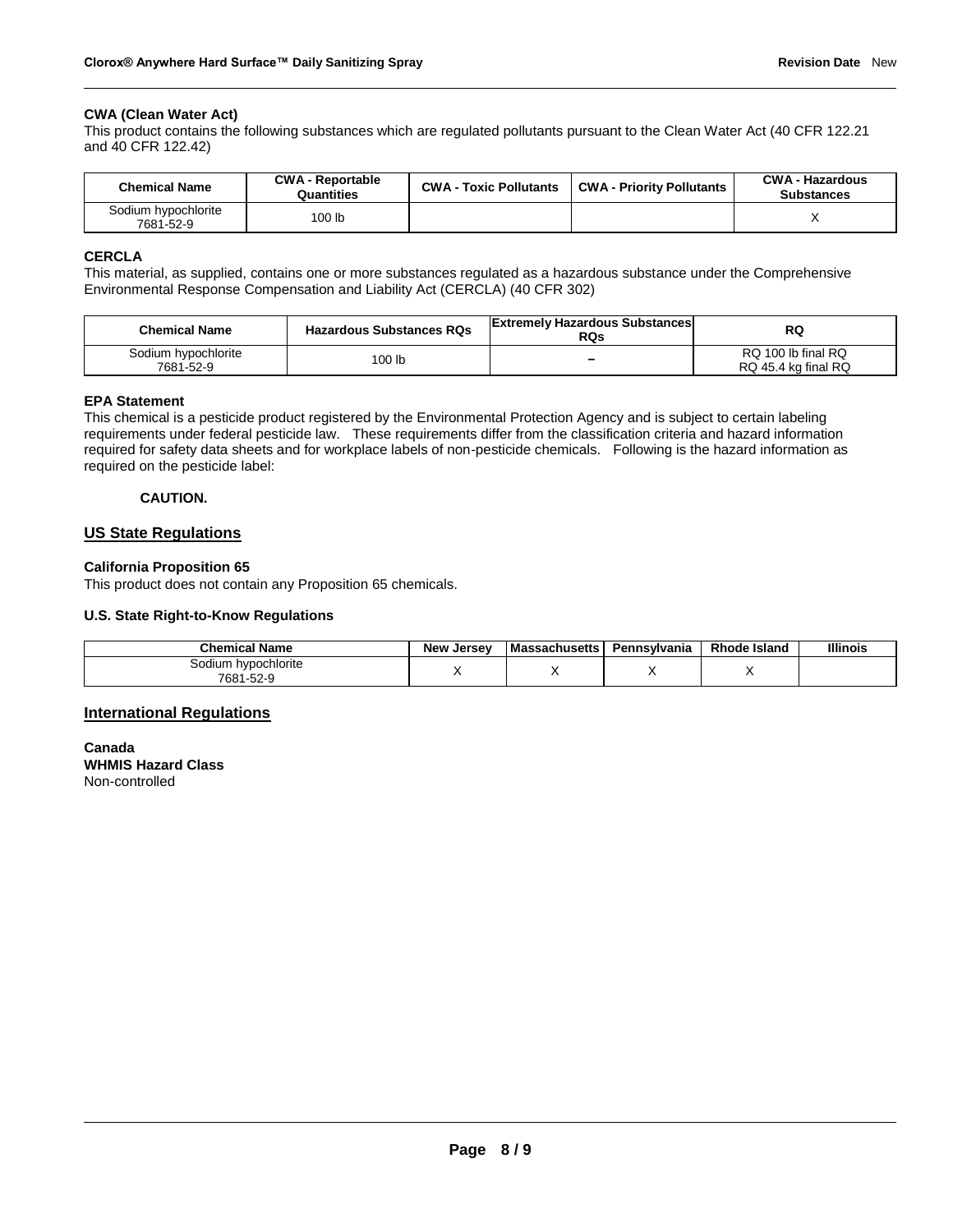**CWA (Clean Water Act)**

This product contains the following substances which are regulated pollutants pursuant to the Clean Water Act (40 CFR 122.21 and 40 CFR 122.42)

| Chemical Name | CWA - Reportable Quantities | CWA - Toxic Pollutants | CWA - Priority Pollutants | CWA - Hazardous Substances |
|---|---|---|---|---|
| Sodium hypochlorite 7681-52-9 | 100 lb | | | X |

**CERCLA**

This material, as supplied, contains one or more substances regulated as a hazardous substance under the Comprehensive Environmental Response Compensation and Liability Act (CERCLA) (40 CFR 302)

| Chemical Name | Hazardous Substances RQs | Extremely Hazardous Substances RQs | RQ |
|---|---|---|---|
| Sodium hypochlorite 7681-52-9 | 100 lb | – | RQ 100 lb final RQ RQ 45.4 kg final RQ |

**EPA Statement**

This chemical is a pesticide product registered by the Environmental Protection Agency and is subject to certain labeling requirements under federal pesticide law. These requirements differ from the classification criteria and hazard information required for safety data sheets and for workplace labels of non-pesticide chemicals. Following is the hazard information as required on the pesticide label:

**CAUTION.**

## US State Regulations

**California Proposition 65**

This product does not contain any Proposition 65 chemicals.

**U.S. State Right-to-Know Regulations**

| Chemical Name | New Jersey | Massachusetts | Pennsylvania | Rhode Island | Illinois |
|---|---|---|---|---|---|
| Sodium hypochlorite 7681-52-9 | X | X | X | X | |

## International Regulations

**Canada**
**WHMIS Hazard Class**
Non-controlled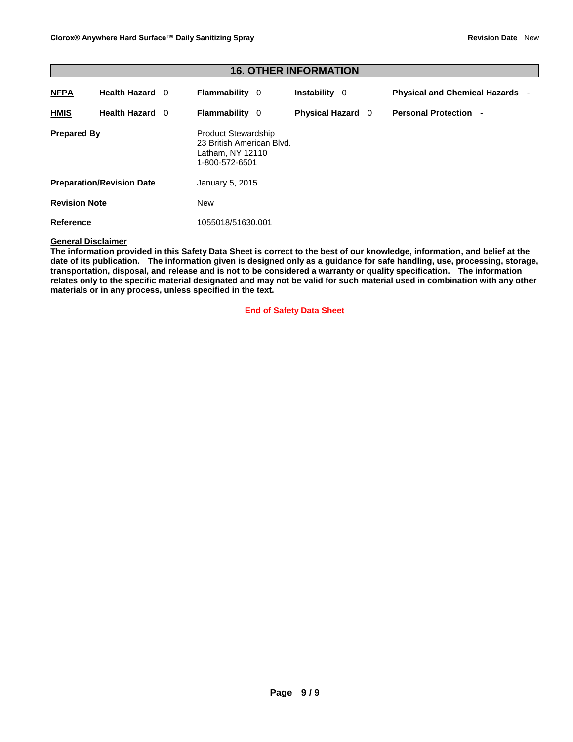## 16. OTHER INFORMATION

| | | | | |
|---|---|---|---|---|
| **NFPA** | **Health Hazard** 0 | **Flammability** 0 | **Instability** 0 | **Physical and Chemical Hazards** - |
| **HMIS** | **Health Hazard** 0 | **Flammability** 0 | **Physical Hazard** 0 | **Personal Protection** - |

**Prepared By**
Product Stewardship
23 British American Blvd.
Latham, NY 12110
1-800-572-6501

**Preparation/Revision Date** January 5, 2015

**Revision Note** New

**Reference** 1055018/51630.001

**General Disclaimer**

**The information provided in this Safety Data Sheet is correct to the best of our knowledge, information, and belief at the date of its publication. The information given is designed only as a guidance for safe handling, use, processing, storage, transportation, disposal, and release and is not to be considered a warranty or quality specification. The information relates only to the specific material designated and may not be valid for such material used in combination with any other materials or in any process, unless specified in the text.**

**End of Safety Data Sheet**